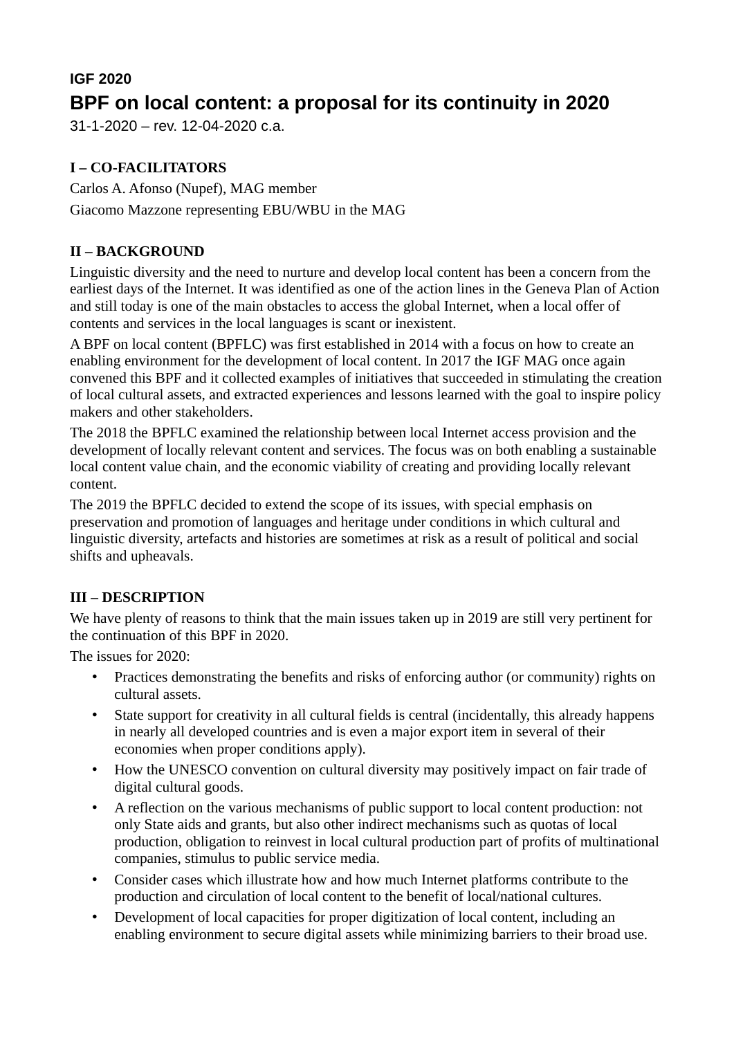**IGF 2020**

# BPF on local content: a proposal for its continuity in 2020

31-1-2020 – rev. 12-04-2020 c.a.

## I – CO-FACILITATORS

Carlos A. Afonso (Nupef), MAG member

Giacomo Mazzone representing EBU/WBU in the MAG

## II – BACKGROUND

Linguistic diversity and the need to nurture and develop local content has been a concern from the earliest days of the Internet. It was identified as one of the action lines in the Geneva Plan of Action and still today is one of the main obstacles to access the global Internet, when a local offer of contents and services in the local languages is scant or inexistent.

A BPF on local content (BPFLC) was first established in 2014 with a focus on how to create an enabling environment for the development of local content. In 2017 the IGF MAG once again convened this BPF and it collected examples of initiatives that succeeded in stimulating the creation of local cultural assets, and extracted experiences and lessons learned with the goal to inspire policy makers and other stakeholders.

The 2018 the BPFLC examined the relationship between local Internet access provision and the development of locally relevant content and services. The focus was on both enabling a sustainable local content value chain, and the economic viability of creating and providing locally relevant content.

The 2019 the BPFLC decided to extend the scope of its issues, with special emphasis on preservation and promotion of languages and heritage under conditions in which cultural and linguistic diversity, artefacts and histories are sometimes at risk as a result of political and social shifts and upheavals.

## III – DESCRIPTION

We have plenty of reasons to think that the main issues taken up in 2019 are still very pertinent for the continuation of this BPF in 2020.

The issues for 2020:

- Practices demonstrating the benefits and risks of enforcing author (or community) rights on cultural assets.
- State support for creativity in all cultural fields is central (incidentally, this already happens in nearly all developed countries and is even a major export item in several of their economies when proper conditions apply).
- How the UNESCO convention on cultural diversity may positively impact on fair trade of digital cultural goods.
- A reflection on the various mechanisms of public support to local content production: not only State aids and grants, but also other indirect mechanisms such as quotas of local production, obligation to reinvest in local cultural production part of profits of multinational companies, stimulus to public service media.
- Consider cases which illustrate how and how much Internet platforms contribute to the production and circulation of local content to the benefit of local/national cultures.
- Development of local capacities for proper digitization of local content, including an enabling environment to secure digital assets while minimizing barriers to their broad use.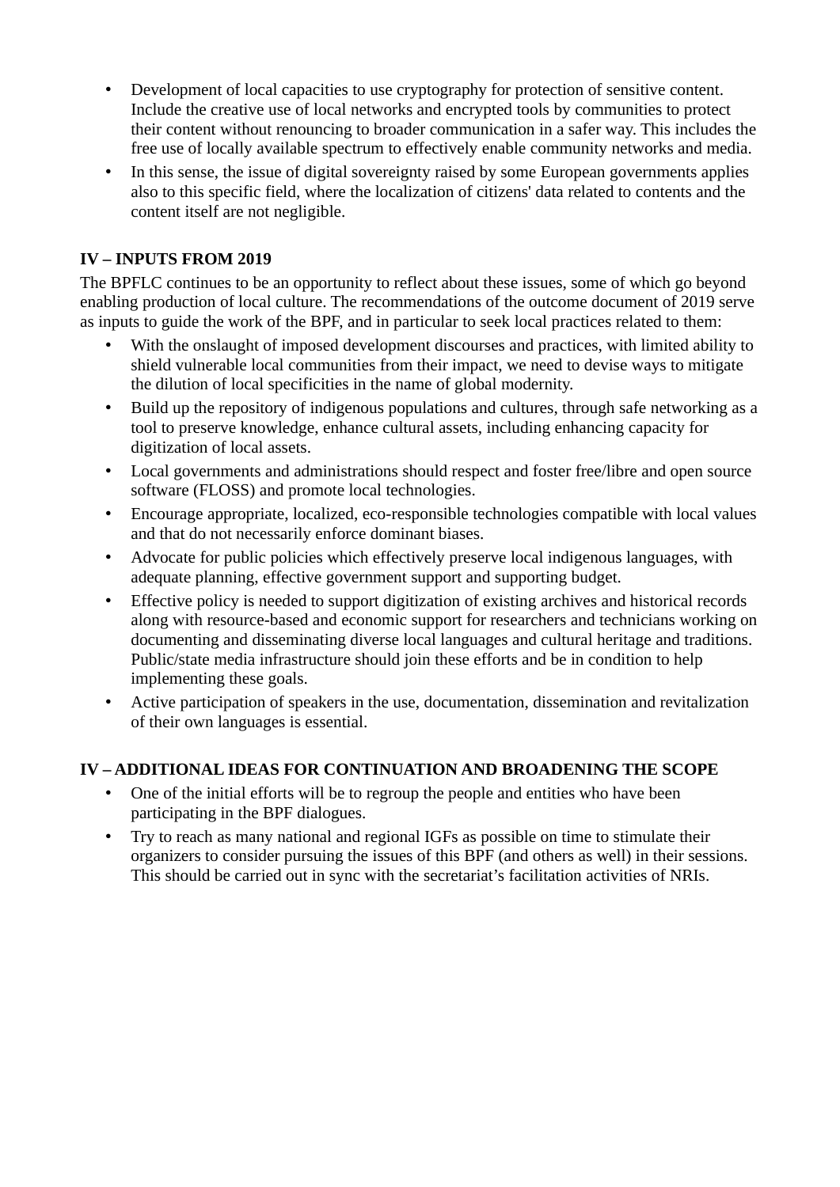- Development of local capacities to use cryptography for protection of sensitive content. Include the creative use of local networks and encrypted tools by communities to protect their content without renouncing to broader communication in a safer way. This includes the free use of locally available spectrum to effectively enable community networks and media.
- In this sense, the issue of digital sovereignty raised by some European governments applies also to this specific field, where the localization of citizens' data related to contents and the content itself are not negligible.

## IV – INPUTS FROM 2019

The BPFLC continues to be an opportunity to reflect about these issues, some of which go beyond enabling production of local culture. The recommendations of the outcome document of 2019 serve as inputs to guide the work of the BPF, and in particular to seek local practices related to them:

- With the onslaught of imposed development discourses and practices, with limited ability to shield vulnerable local communities from their impact, we need to devise ways to mitigate the dilution of local specificities in the name of global modernity.
- Build up the repository of indigenous populations and cultures, through safe networking as a tool to preserve knowledge, enhance cultural assets, including enhancing capacity for digitization of local assets.
- Local governments and administrations should respect and foster free/libre and open source software (FLOSS) and promote local technologies.
- Encourage appropriate, localized, eco-responsible technologies compatible with local values and that do not necessarily enforce dominant biases.
- Advocate for public policies which effectively preserve local indigenous languages, with adequate planning, effective government support and supporting budget.
- Effective policy is needed to support digitization of existing archives and historical records along with resource-based and economic support for researchers and technicians working on documenting and disseminating diverse local languages and cultural heritage and traditions. Public/state media infrastructure should join these efforts and be in condition to help implementing these goals.
- Active participation of speakers in the use, documentation, dissemination and revitalization of their own languages is essential.

## IV – ADDITIONAL IDEAS FOR CONTINUATION AND BROADENING THE SCOPE

- One of the initial efforts will be to regroup the people and entities who have been participating in the BPF dialogues.
- Try to reach as many national and regional IGFs as possible on time to stimulate their organizers to consider pursuing the issues of this BPF (and others as well) in their sessions. This should be carried out in sync with the secretariat's facilitation activities of NRIs.